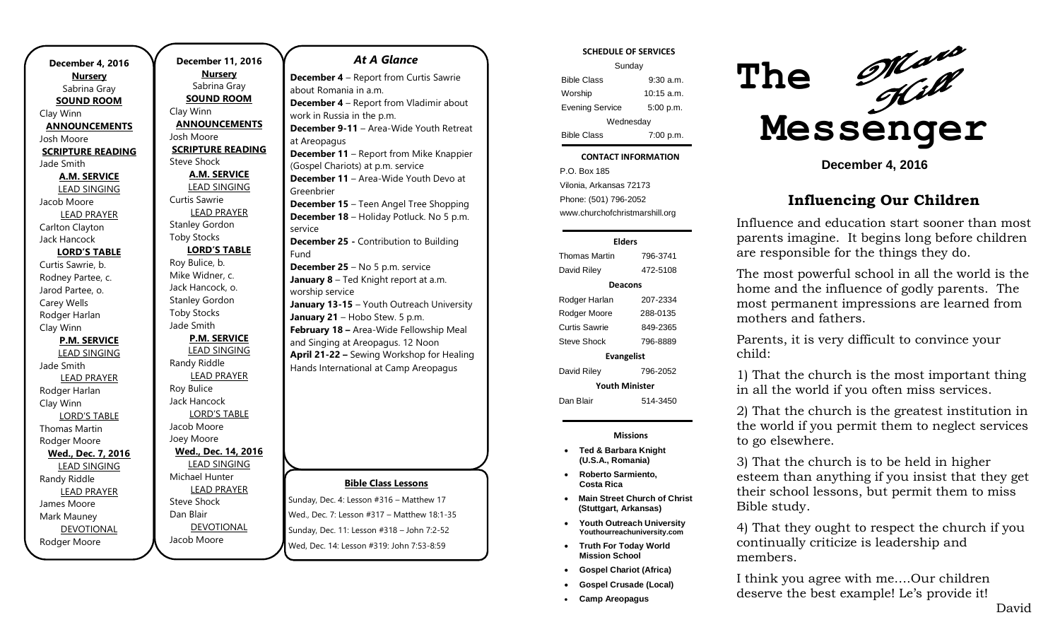**December 4, 2016**

**Nursery**
Sabrina Gray

**SOUND ROOM**
Clay Winn

**ANNOUNCEMENTS**
Josh Moore

**SCRIPTURE READING**
Jade Smith

**A.M. SERVICE**

LEAD SINGING
Jacob Moore

LEAD PRAYER
Carlton Clayton
Jack Hancock

**LORD'S TABLE**
Curtis Sawrie, b.
Rodney Partee, c.
Jarod Partee, o.
Carey Wells
Rodger Harlan
Clay Winn

**P.M. SERVICE**

LEAD SINGING
Jade Smith

LEAD PRAYER
Rodger Harlan
Clay Winn

LORD'S TABLE
Thomas Martin
Rodger Moore

**Wed., Dec. 7, 2016**

LEAD SINGING
Randy Riddle

LEAD PRAYER
James Moore
Mark Mauney

DEVOTIONAL
Rodger Moore

**December 11, 2016**

**Nursery**
Sabrina Gray

**SOUND ROOM**
Clay Winn

**ANNOUNCEMENTS**
Josh Moore

**SCRIPTURE READING**
Steve Shock

**A.M. SERVICE**

LEAD SINGING
Curtis Sawrie

LEAD PRAYER
Stanley Gordon
Toby Stocks

**LORD'S TABLE**
Roy Bulice, b.
Mike Widner, c.
Jack Hancock, o.
Stanley Gordon
Toby Stocks
Jade Smith

**P.M. SERVICE**

LEAD SINGING
Randy Riddle

LEAD PRAYER
Roy Bulice
Jack Hancock

LORD'S TABLE
Jacob Moore
Joey Moore

**Wed., Dec. 14, 2016**

LEAD SINGING
Michael Hunter

LEAD PRAYER
Steve Shock
Dan Blair

DEVOTIONAL
Jacob Moore

## *At A Glance*

**December 4** – Report from Curtis Sawrie about Romania in a.m.
**December 4** – Report from Vladimir about work in Russia in the p.m.
**December 9-11** – Area-Wide Youth Retreat at Areopagus
**December 11** – Report from Mike Knappier (Gospel Chariots) at p.m. service
**December 11** – Area-Wide Youth Devo at Greenbrier
**December 15** – Teen Angel Tree Shopping
**December 18** – Holiday Potluck. No 5 p.m. service
**December 25 -** Contribution to Building Fund
**December 25** – No 5 p.m. service
**January 8** – Ted Knight report at a.m. worship service
**January 13-15** – Youth Outreach University
**January 21** – Hobo Stew. 5 p.m.
**February 18 –** Area-Wide Fellowship Meal and Singing at Areopagus. 12 Noon
**April 21-22 –** Sewing Workshop for Healing Hands International at Camp Areopagus

**Bible Class Lessons**

Sunday, Dec. 4: Lesson #316 – Matthew 17
Wed., Dec. 7: Lesson #317 – Matthew 18:1-35
Sunday, Dec. 11: Lesson #318 – John 7:2-52
Wed, Dec. 14: Lesson #319: John 7:53-8:59

**SCHEDULE OF SERVICES**

| Sunday | |
|---|---|
| Bible Class | 9:30 a.m. |
| Worship | 10:15 a.m. |
| Evening Service | 5:00 p.m. |
| Wednesday | |
| Bible Class | 7:00 p.m. |

**CONTACT INFORMATION**

P.O. Box 185
Vilonia, Arkansas 72173
Phone: (501) 796-2052
www.churchofchristmarshill.org

**Elders**

| | |
|---|---|
| Thomas Martin | 796-3741 |
| David Riley | 472-5108 |

**Deacons**

| | |
|---|---|
| Rodger Harlan | 207-2334 |
| Rodger Moore | 288-0135 |
| Curtis Sawrie | 849-2365 |
| Steve Shock | 796-8889 |

**Evangelist**

| | |
|---|---|
| David Riley | 796-2052 |

**Youth Minister**

| | |
|---|---|
| Dan Blair | 514-3450 |

**Missions**

- **Ted & Barbara Knight (U.S.A., Romania)**
- **Roberto Sarmiento, Costa Rica**
- **Main Street Church of Christ (Stuttgart, Arkansas)**
- **Youth Outreach University Youthourreachuniversity.com**
- **Truth For Today World Mission School**
- **Gospel Chariot (Africa)**
- **Gospel Crusade (Local)**
- **Camp Areopagus**

# The Mars Hill Messenger

**December 4, 2016**

## Influencing Our Children

Influence and education start sooner than most parents imagine. It begins long before children are responsible for the things they do.

The most powerful school in all the world is the home and the influence of godly parents. The most permanent impressions are learned from mothers and fathers.

Parents, it is very difficult to convince your child:

1) That the church is the most important thing in all the world if you often miss services.

2) That the church is the greatest institution in the world if you permit them to neglect services to go elsewhere.

3) That the church is to be held in higher esteem than anything if you insist that they get their school lessons, but permit them to miss Bible study.

4) That they ought to respect the church if you continually criticize is leadership and members.

I think you agree with me….Our children deserve the best example! Le's provide it!

David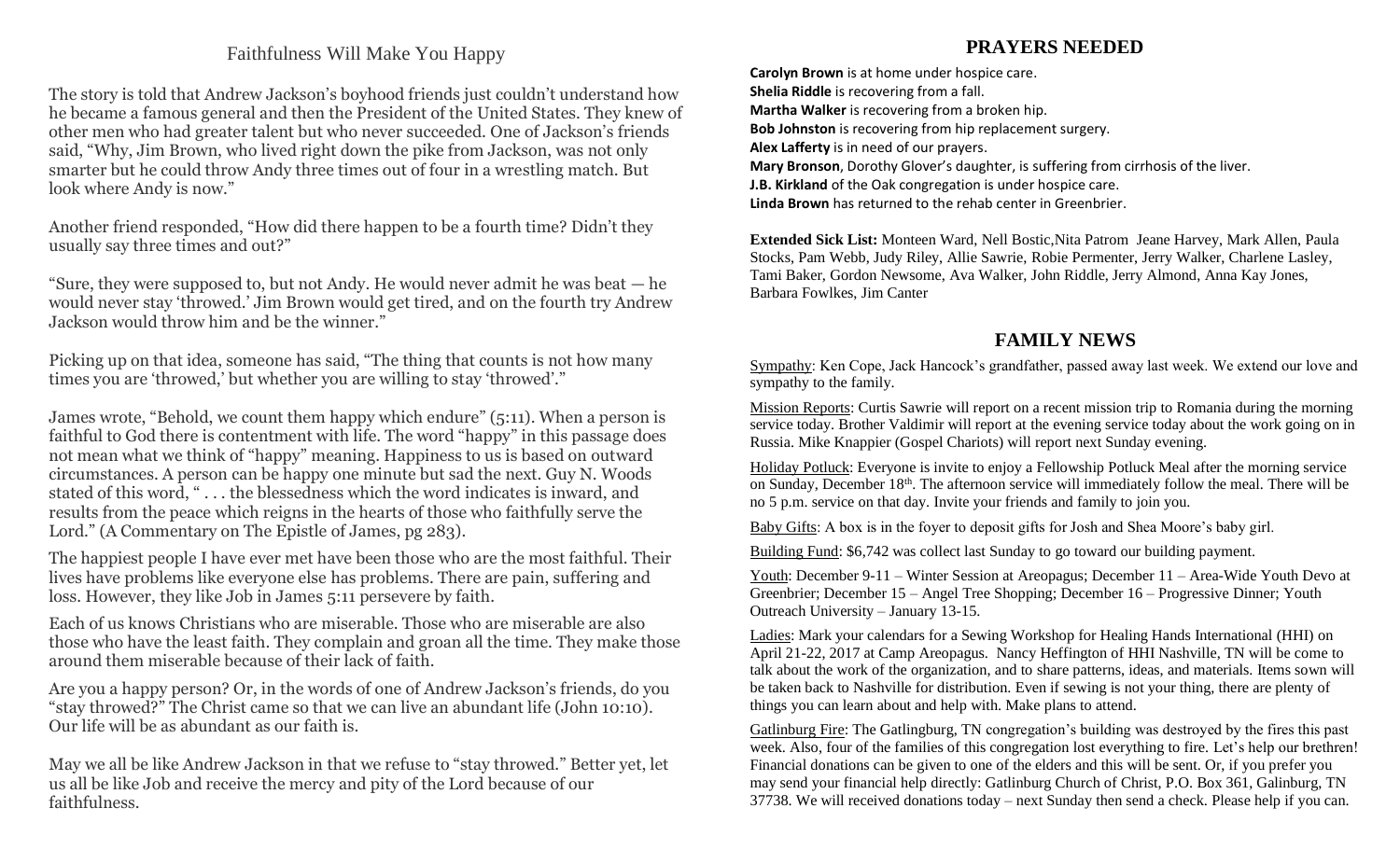## Faithfulness Will Make You Happy

The story is told that Andrew Jackson's boyhood friends just couldn't understand how he became a famous general and then the President of the United States. They knew of other men who had greater talent but who never succeeded. One of Jackson's friends said, "Why, Jim Brown, who lived right down the pike from Jackson, was not only smarter but he could throw Andy three times out of four in a wrestling match. But look where Andy is now."

Another friend responded, "How did there happen to be a fourth time? Didn't they usually say three times and out?"

"Sure, they were supposed to, but not Andy. He would never admit he was beat — he would never stay 'throwed.' Jim Brown would get tired, and on the fourth try Andrew Jackson would throw him and be the winner."

Picking up on that idea, someone has said, "The thing that counts is not how many times you are 'throwed,' but whether you are willing to stay 'throwed'."

James wrote, "Behold, we count them happy which endure" (5:11). When a person is faithful to God there is contentment with life. The word "happy" in this passage does not mean what we think of "happy" meaning. Happiness to us is based on outward circumstances. A person can be happy one minute but sad the next. Guy N. Woods stated of this word, " . . . the blessedness which the word indicates is inward, and results from the peace which reigns in the hearts of those who faithfully serve the Lord." (A Commentary on The Epistle of James, pg 283).

The happiest people I have ever met have been those who are the most faithful. Their lives have problems like everyone else has problems. There are pain, suffering and loss. However, they like Job in James 5:11 persevere by faith.

Each of us knows Christians who are miserable. Those who are miserable are also those who have the least faith. They complain and groan all the time. They make those around them miserable because of their lack of faith.

Are you a happy person? Or, in the words of one of Andrew Jackson's friends, do you "stay throwed?" The Christ came so that we can live an abundant life (John 10:10). Our life will be as abundant as our faith is.

May we all be like Andrew Jackson in that we refuse to "stay throwed." Better yet, let us all be like Job and receive the mercy and pity of the Lord because of our faithfulness.

## PRAYERS NEEDED

**Carolyn Brown** is at home under hospice care.
**Shelia Riddle** is recovering from a fall.
**Martha Walker** is recovering from a broken hip.
**Bob Johnston** is recovering from hip replacement surgery.
**Alex Lafferty** is in need of our prayers.
**Mary Bronson**, Dorothy Glover's daughter, is suffering from cirrhosis of the liver.
**J.B. Kirkland** of the Oak congregation is under hospice care.
**Linda Brown** has returned to the rehab center in Greenbrier.

**Extended Sick List:** Monteen Ward, Nell Bostic,Nita Patrom Jeane Harvey, Mark Allen, Paula Stocks, Pam Webb, Judy Riley, Allie Sawrie, Robie Permenter, Jerry Walker, Charlene Lasley, Tami Baker, Gordon Newsome, Ava Walker, John Riddle, Jerry Almond, Anna Kay Jones, Barbara Fowlkes, Jim Canter

## FAMILY NEWS

Sympathy: Ken Cope, Jack Hancock's grandfather, passed away last week. We extend our love and sympathy to the family.

Mission Reports: Curtis Sawrie will report on a recent mission trip to Romania during the morning service today. Brother Valdimir will report at the evening service today about the work going on in Russia. Mike Knappier (Gospel Chariots) will report next Sunday evening.

Holiday Potluck: Everyone is invite to enjoy a Fellowship Potluck Meal after the morning service on Sunday, December 18th. The afternoon service will immediately follow the meal. There will be no 5 p.m. service on that day. Invite your friends and family to join you.

Baby Gifts: A box is in the foyer to deposit gifts for Josh and Shea Moore's baby girl.

Building Fund: $6,742 was collect last Sunday to go toward our building payment.

Youth: December 9-11 – Winter Session at Areopagus; December 11 – Area-Wide Youth Devo at Greenbrier; December 15 – Angel Tree Shopping; December 16 – Progressive Dinner; Youth Outreach University – January 13-15.

Ladies: Mark your calendars for a Sewing Workshop for Healing Hands International (HHI) on April 21-22, 2017 at Camp Areopagus. Nancy Heffington of HHI Nashville, TN will be come to talk about the work of the organization, and to share patterns, ideas, and materials. Items sown will be taken back to Nashville for distribution. Even if sewing is not your thing, there are plenty of things you can learn about and help with. Make plans to attend.

Gatlinburg Fire: The Gatlingburg, TN congregation's building was destroyed by the fires this past week. Also, four of the families of this congregation lost everything to fire. Let's help our brethren! Financial donations can be given to one of the elders and this will be sent. Or, if you prefer you may send your financial help directly: Gatlinburg Church of Christ, P.O. Box 361, Galinburg, TN 37738. We will received donations today – next Sunday then send a check. Please help if you can.